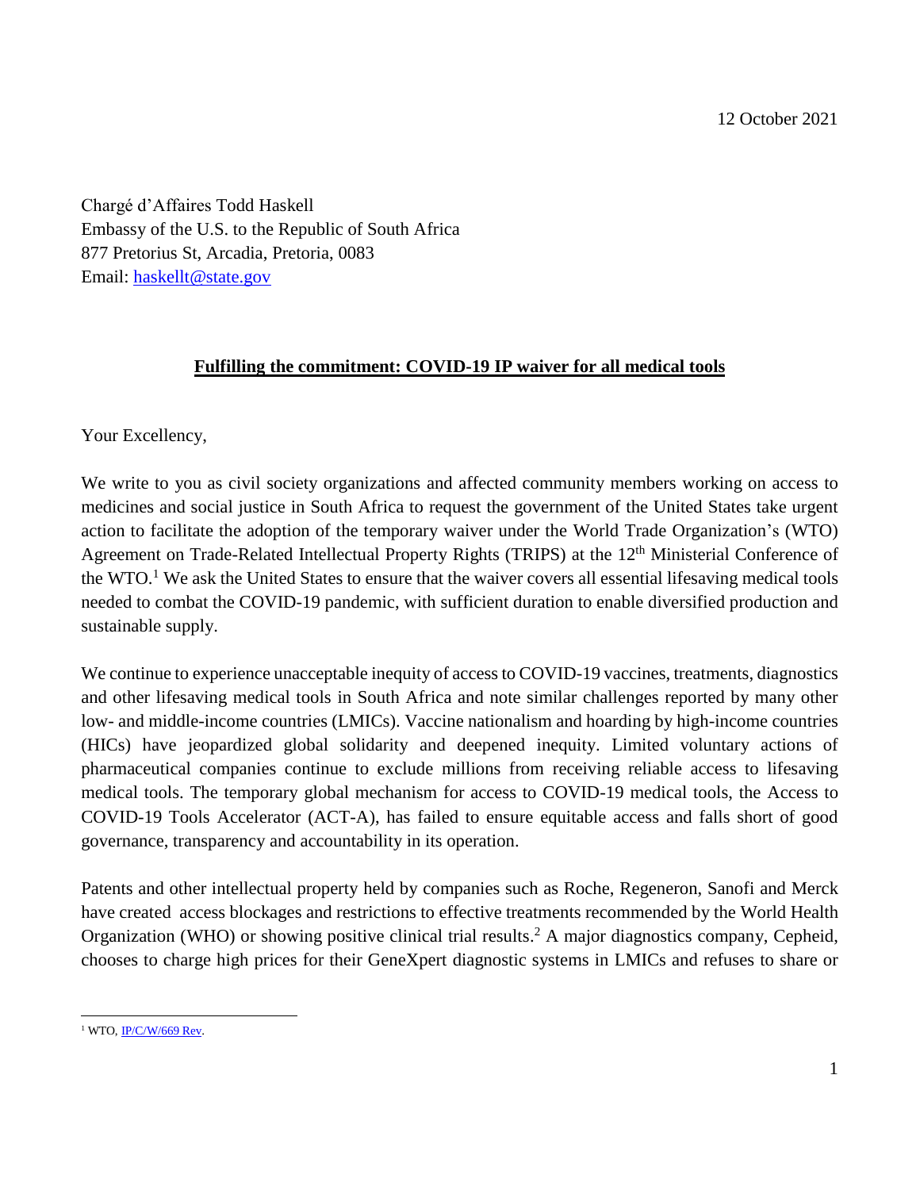12 October 2021

Chargé d'Affaires Todd Haskell
Embassy of the U.S. to the Republic of South Africa
877 Pretorius St, Arcadia, Pretoria, 0083
Email: [haskellt@state.gov](mailto:haskellt@state.gov)

**Fulfilling the commitment: COVID-19 IP waiver for all medical tools**

Your Excellency,

We write to you as civil society organizations and affected community members working on access to medicines and social justice in South Africa to request the government of the United States take urgent action to facilitate the adoption of the temporary waiver under the World Trade Organization's (WTO) Agreement on Trade-Related Intellectual Property Rights (TRIPS) at the 12th Ministerial Conference of the WTO.[1] We ask the United States to ensure that the waiver covers all essential lifesaving medical tools needed to combat the COVID-19 pandemic, with sufficient duration to enable diversified production and sustainable supply.

We continue to experience unacceptable inequity of access to COVID-19 vaccines, treatments, diagnostics and other lifesaving medical tools in South Africa and note similar challenges reported by many other low- and middle-income countries (LMICs). Vaccine nationalism and hoarding by high-income countries (HICs) have jeopardized global solidarity and deepened inequity. Limited voluntary actions of pharmaceutical companies continue to exclude millions from receiving reliable access to lifesaving medical tools. The temporary global mechanism for access to COVID-19 medical tools, the Access to COVID-19 Tools Accelerator (ACT-A), has failed to ensure equitable access and falls short of good governance, transparency and accountability in its operation.

Patents and other intellectual property held by companies such as Roche, Regeneron, Sanofi and Merck have created access blockages and restrictions to effective treatments recommended by the World Health Organization (WHO) or showing positive clinical trial results.[2] A major diagnostics company, Cepheid, chooses to charge high prices for their GeneXpert diagnostic systems in LMICs and refuses to share or

---

[1] WTO, IP/C/W/669 Rev.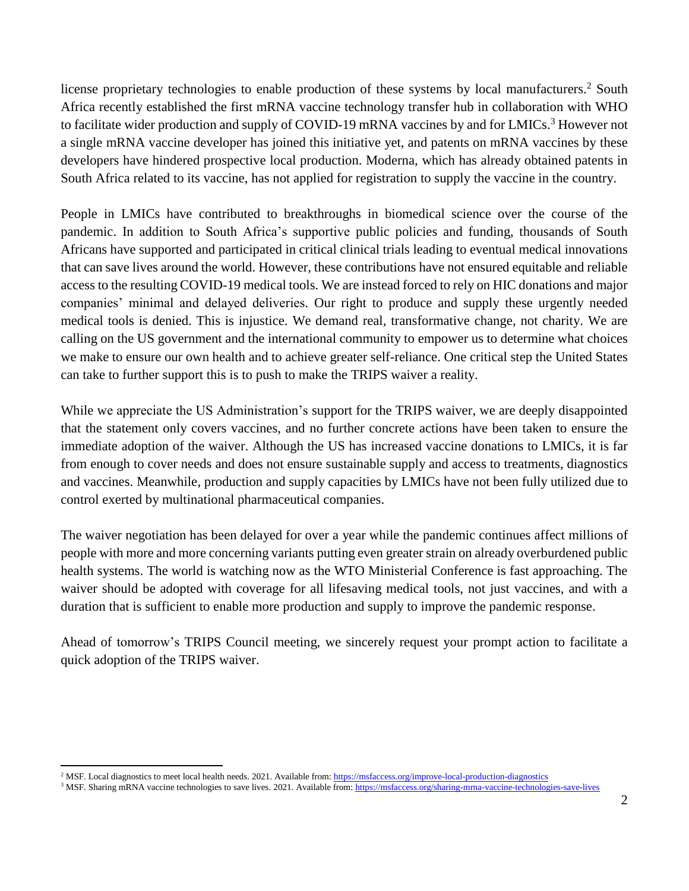license proprietary technologies to enable production of these systems by local manufacturers.[2] South Africa recently established the first mRNA vaccine technology transfer hub in collaboration with WHO to facilitate wider production and supply of COVID-19 mRNA vaccines by and for LMICs.[3] However not a single mRNA vaccine developer has joined this initiative yet, and patents on mRNA vaccines by these developers have hindered prospective local production. Moderna, which has already obtained patents in South Africa related to its vaccine, has not applied for registration to supply the vaccine in the country.

People in LMICs have contributed to breakthroughs in biomedical science over the course of the pandemic. In addition to South Africa's supportive public policies and funding, thousands of South Africans have supported and participated in critical clinical trials leading to eventual medical innovations that can save lives around the world. However, these contributions have not ensured equitable and reliable access to the resulting COVID-19 medical tools. We are instead forced to rely on HIC donations and major companies' minimal and delayed deliveries. Our right to produce and supply these urgently needed medical tools is denied. This is injustice. We demand real, transformative change, not charity. We are calling on the US government and the international community to empower us to determine what choices we make to ensure our own health and to achieve greater self-reliance. One critical step the United States can take to further support this is to push to make the TRIPS waiver a reality.

While we appreciate the US Administration's support for the TRIPS waiver, we are deeply disappointed that the statement only covers vaccines, and no further concrete actions have been taken to ensure the immediate adoption of the waiver. Although the US has increased vaccine donations to LMICs, it is far from enough to cover needs and does not ensure sustainable supply and access to treatments, diagnostics and vaccines. Meanwhile, production and supply capacities by LMICs have not been fully utilized due to control exerted by multinational pharmaceutical companies.

The waiver negotiation has been delayed for over a year while the pandemic continues affect millions of people with more and more concerning variants putting even greater strain on already overburdened public health systems. The world is watching now as the WTO Ministerial Conference is fast approaching. The waiver should be adopted with coverage for all lifesaving medical tools, not just vaccines, and with a duration that is sufficient to enable more production and supply to improve the pandemic response.

Ahead of tomorrow's TRIPS Council meeting, we sincerely request your prompt action to facilitate a quick adoption of the TRIPS waiver.

---

[2] MSF. Local diagnostics to meet local health needs. 2021. Available from: https://msfaccess.org/improve-local-production-diagnostics

[3] MSF. Sharing mRNA vaccine technologies to save lives. 2021. Available from: https://msfaccess.org/sharing-mrna-vaccine-technologies-save-lives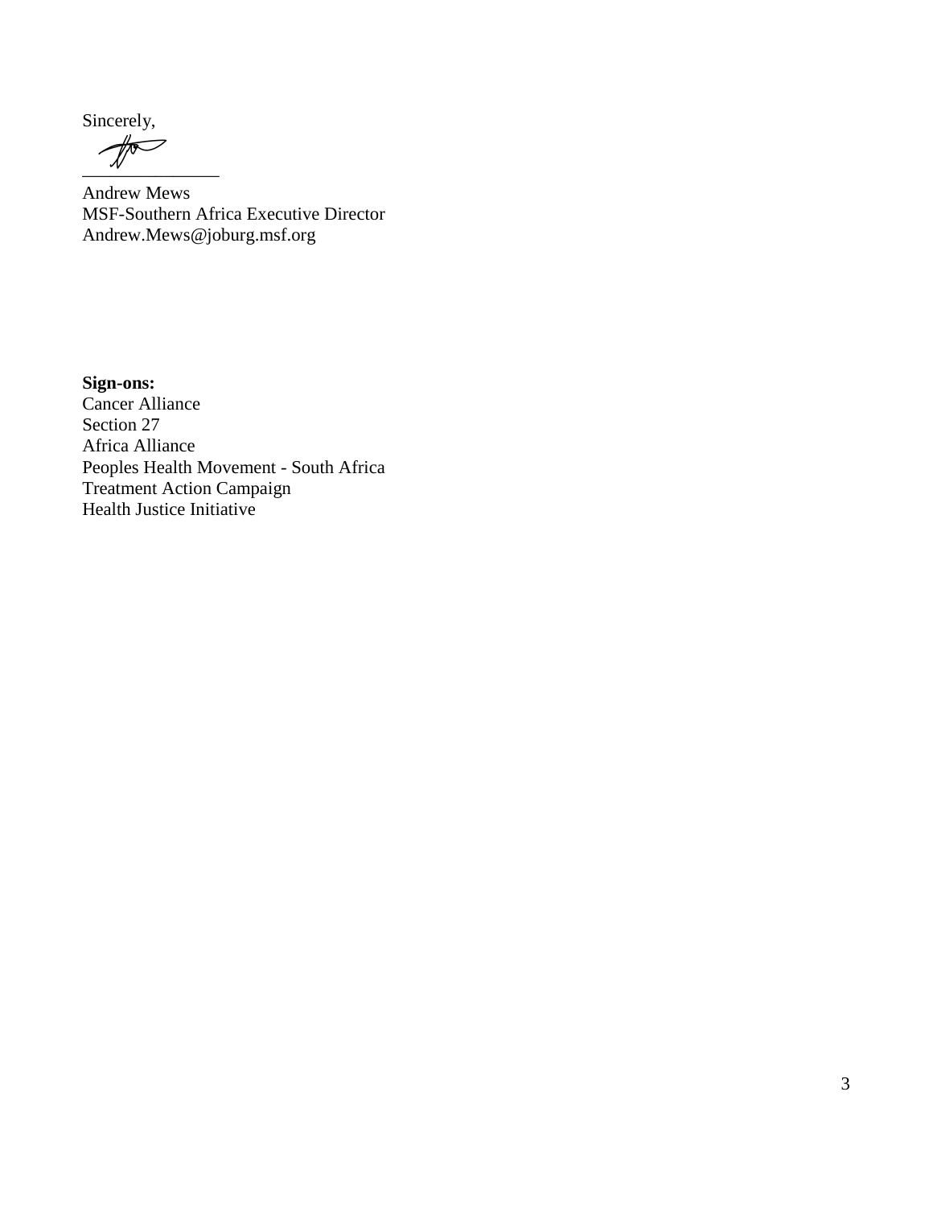Sincerely,

_______________

Andrew Mews
MSF-Southern Africa Executive Director
Andrew.Mews@joburg.msf.org

**Sign-ons:**
Cancer Alliance
Section 27
Africa Alliance
Peoples Health Movement - South Africa
Treatment Action Campaign
Health Justice Initiative